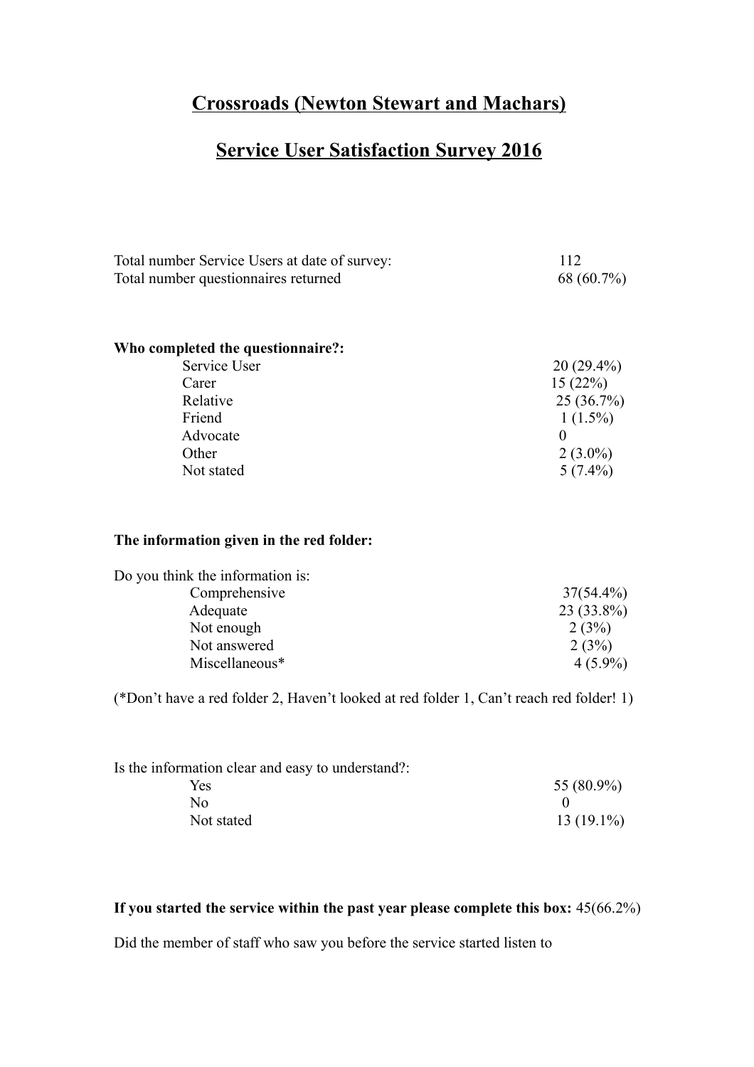# Crossroads (Newton Stewart and Machars)

## Service User Satisfaction Survey 2016

| | |
|---|---|
| Total number Service Users at date of survey: | 112 |
| Total number questionnaires returned | 68 (60.7%) |

**Who completed the questionnaire?:**

| | |
|---|---|
| Service User | 20 (29.4%) |
| Carer | 15 (22%) |
| Relative | 25 (36.7%) |
| Friend | 1 (1.5%) |
| Advocate | 0 |
| Other | 2 (3.0%) |
| Not stated | 5 (7.4%) |

**The information given in the red folder:**

Do you think the information is:

| | |
|---|---|
| Comprehensive | 37(54.4%) |
| Adequate | 23 (33.8%) |
| Not enough | 2 (3%) |
| Not answered | 2 (3%) |
| Miscellaneous* | 4 (5.9%) |

(*Don't have a red folder 2, Haven't looked at red folder 1, Can't reach red folder! 1)

Is the information clear and easy to understand?:

| | |
|---|---|
| Yes | 55 (80.9%) |
| No | 0 |
| Not stated | 13 (19.1%) |

**If you started the service within the past year please complete this box:** 45(66.2%)

Did the member of staff who saw you before the service started listen to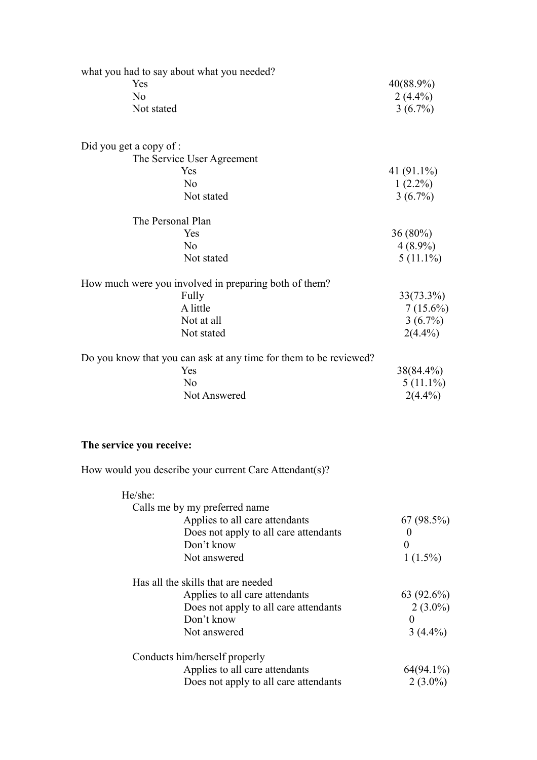what you had to say about what you needed?

| | |
|---|---|
| Yes | 40(88.9%) |
| No | 2 (4.4%) |
| Not stated | 3 (6.7%) |

Did you get a copy of :

The Service User Agreement

| | |
|---|---|
| Yes | 41 (91.1%) |
| No | 1 (2.2%) |
| Not stated | 3 (6.7%) |

The Personal Plan

| | |
|---|---|
| Yes | 36 (80%) |
| No | 4 (8.9%) |
| Not stated | 5 (11.1%) |

How much were you involved in preparing both of them?

| | |
|---|---|
| Fully | 33(73.3%) |
| A little | 7 (15.6%) |
| Not at all | 3 (6.7%) |
| Not stated | 2(4.4%) |

Do you know that you can ask at any time for them to be reviewed?

| | |
|---|---|
| Yes | 38(84.4%) |
| No | 5 (11.1%) |
| Not Answered | 2(4.4%) |

**The service you receive:**

How would you describe your current Care Attendant(s)?

He/she:

Calls me by my preferred name

| | |
|---|---|
| Applies to all care attendants | 67 (98.5%) |
| Does not apply to all care attendants | 0 |
| Don't know | 0 |
| Not answered | 1 (1.5%) |

Has all the skills that are needed

| | |
|---|---|
| Applies to all care attendants | 63 (92.6%) |
| Does not apply to all care attendants | 2 (3.0%) |
| Don't know | 0 |
| Not answered | 3 (4.4%) |

Conducts him/herself properly

| | |
|---|---|
| Applies to all care attendants | 64(94.1%) |
| Does not apply to all care attendants | 2 (3.0%) |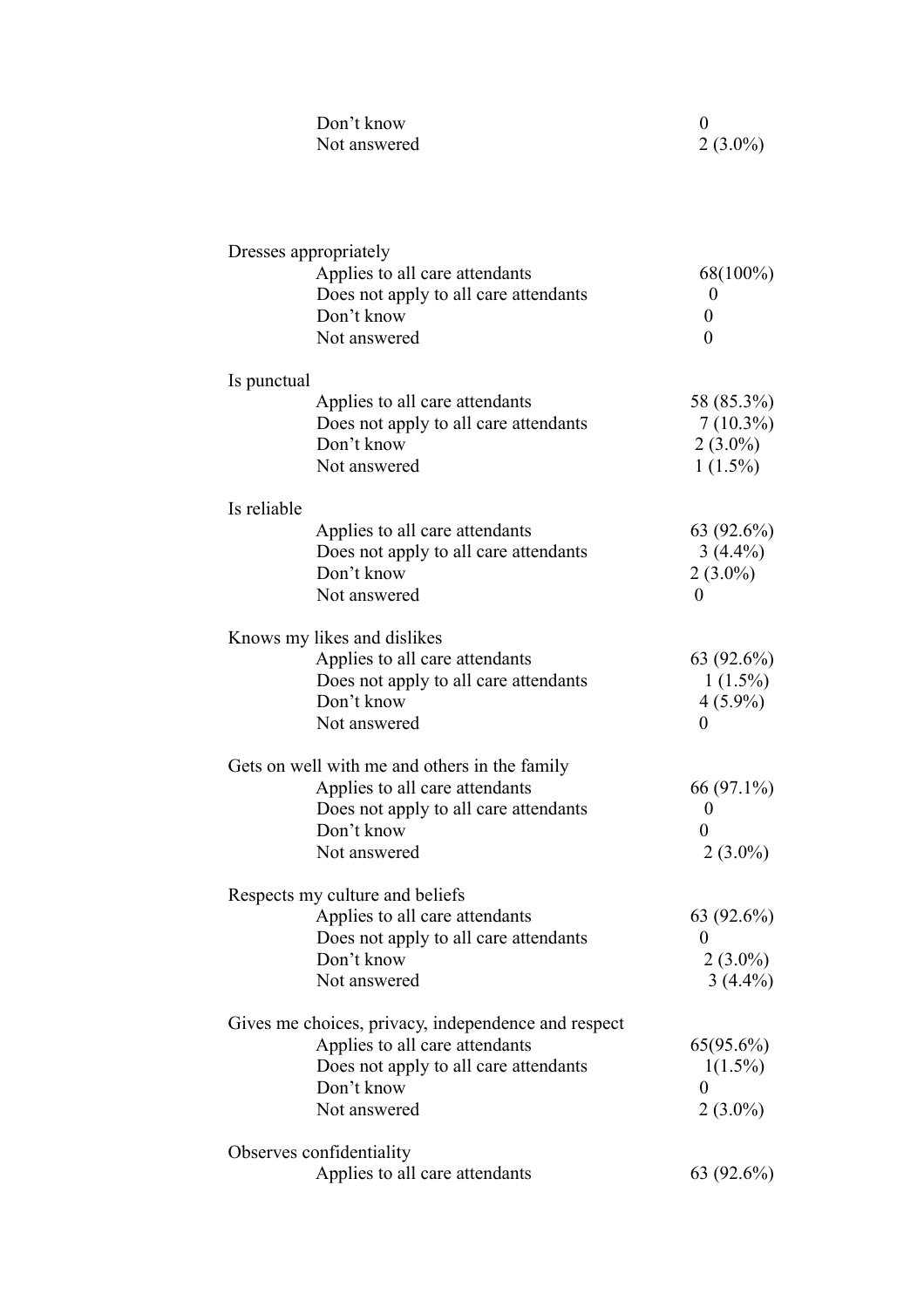| | |
|---|---|
| Don't know | 0 |
| Not answered | 2 (3.0%) |

| | |
|---|---|
| **Dresses appropriately** | |
| Applies to all care attendants | 68(100%) |
| Does not apply to all care attendants | 0 |
| Don't know | 0 |
| Not answered | 0 |
| **Is punctual** | |
| Applies to all care attendants | 58 (85.3%) |
| Does not apply to all care attendants | 7 (10.3%) |
| Don't know | 2 (3.0%) |
| Not answered | 1 (1.5%) |
| **Is reliable** | |
| Applies to all care attendants | 63 (92.6%) |
| Does not apply to all care attendants | 3 (4.4%) |
| Don't know | 2 (3.0%) |
| Not answered | 0 |
| **Knows my likes and dislikes** | |
| Applies to all care attendants | 63 (92.6%) |
| Does not apply to all care attendants | 1 (1.5%) |
| Don't know | 4 (5.9%) |
| Not answered | 0 |
| **Gets on well with me and others in the family** | |
| Applies to all care attendants | 66 (97.1%) |
| Does not apply to all care attendants | 0 |
| Don't know | 0 |
| Not answered | 2 (3.0%) |
| **Respects my culture and beliefs** | |
| Applies to all care attendants | 63 (92.6%) |
| Does not apply to all care attendants | 0 |
| Don't know | 2 (3.0%) |
| Not answered | 3 (4.4%) |
| **Gives me choices, privacy, independence and respect** | |
| Applies to all care attendants | 65(95.6%) |
| Does not apply to all care attendants | 1(1.5%) |
| Don't know | 0 |
| Not answered | 2 (3.0%) |
| **Observes confidentiality** | |
| Applies to all care attendants | 63 (92.6%) |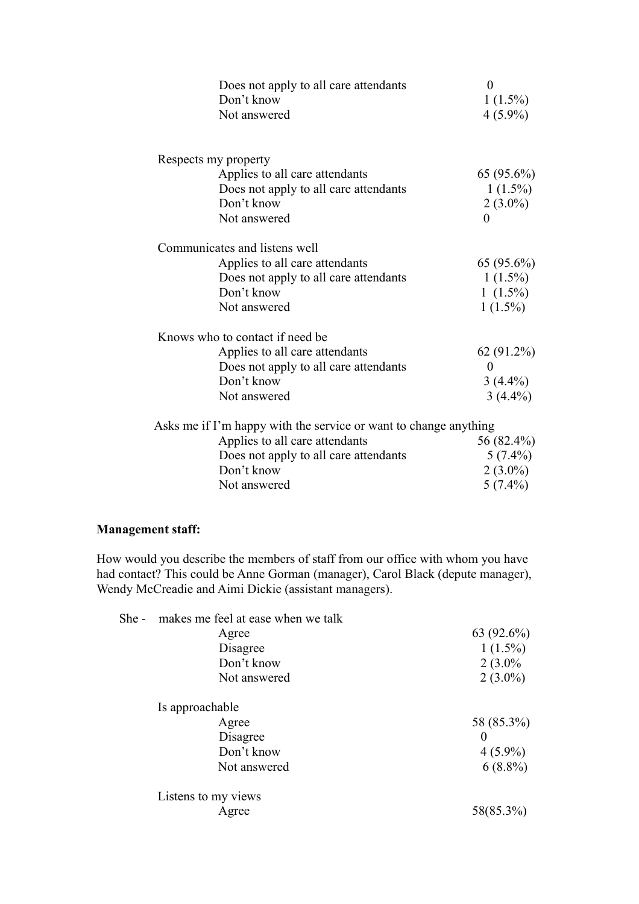| | |
|---|---|
| Does not apply to all care attendants | 0 |
| Don't know | 1 (1.5%) |
| Not answered | 4 (5.9%) |

Respects my property

| | |
|---|---|
| Applies to all care attendants | 65 (95.6%) |
| Does not apply to all care attendants | 1 (1.5%) |
| Don't know | 2 (3.0%) |
| Not answered | 0 |

Communicates and listens well

| | |
|---|---|
| Applies to all care attendants | 65 (95.6%) |
| Does not apply to all care attendants | 1 (1.5%) |
| Don't know | 1 (1.5%) |
| Not answered | 1 (1.5%) |

Knows who to contact if need be

| | |
|---|---|
| Applies to all care attendants | 62 (91.2%) |
| Does not apply to all care attendants | 0 |
| Don't know | 3 (4.4%) |
| Not answered | 3 (4.4%) |

Asks me if I'm happy with the service or want to change anything

| | |
|---|---|
| Applies to all care attendants | 56 (82.4%) |
| Does not apply to all care attendants | 5 (7.4%) |
| Don't know | 2 (3.0%) |
| Not answered | 5 (7.4%) |

**Management staff:**

How would you describe the members of staff from our office with whom you have had contact? This could be Anne Gorman (manager), Carol Black (depute manager), Wendy McCreadie and Aimi Dickie (assistant managers).

She - makes me feel at ease when we talk

| | |
|---|---|
| Agree | 63 (92.6%) |
| Disagree | 1 (1.5%) |
| Don't know | 2 (3.0% |
| Not answered | 2 (3.0%) |

Is approachable

| | |
|---|---|
| Agree | 58 (85.3%) |
| Disagree | 0 |
| Don't know | 4 (5.9%) |
| Not answered | 6 (8.8%) |

Listens to my views

| | |
|---|---|
| Agree | 58(85.3%) |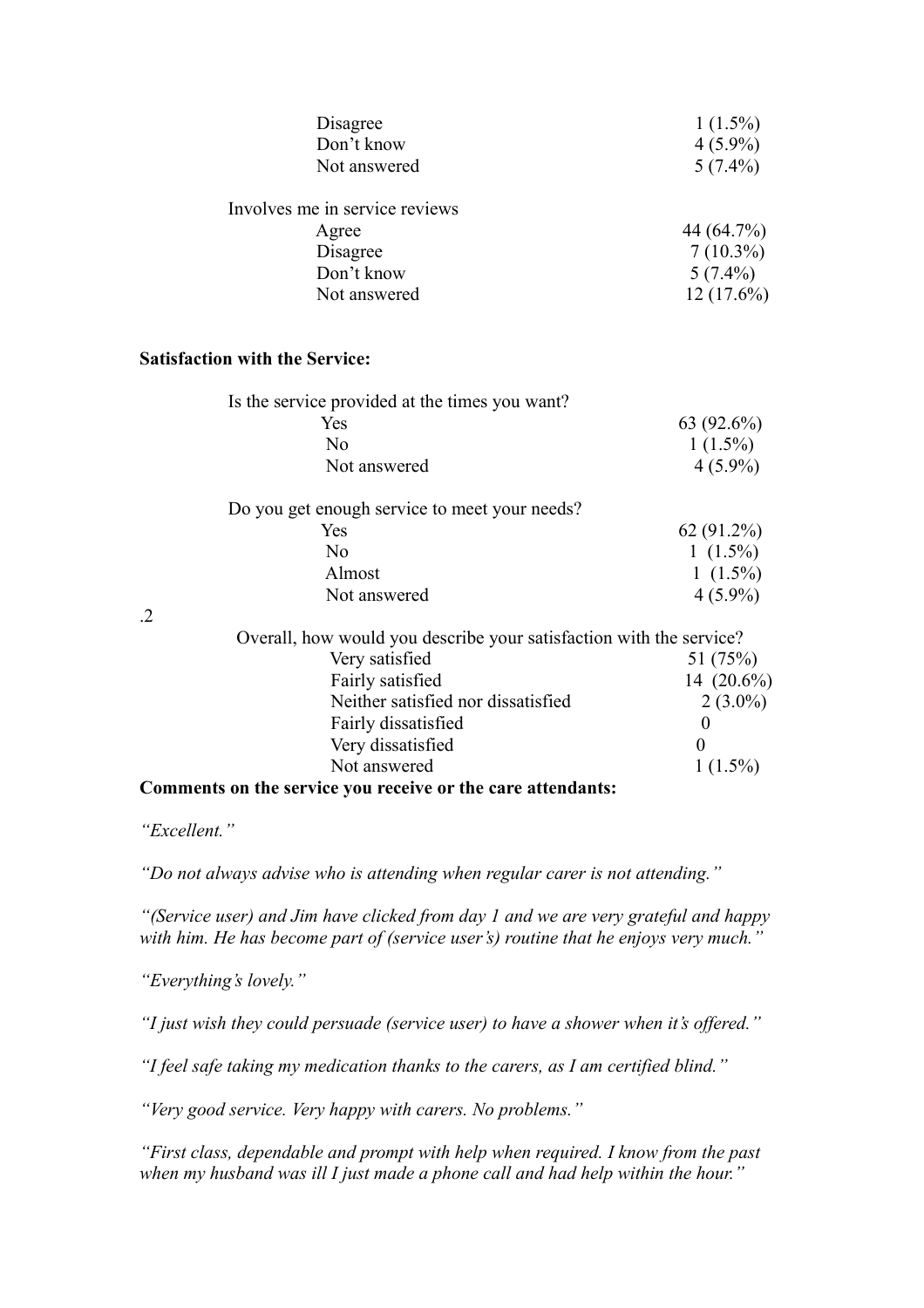| | |
|---|---|
| Disagree | 1 (1.5%) |
| Don't know | 4 (5.9%) |
| Not answered | 5 (7.4%) |

Involves me in service reviews

| | |
|---|---|
| Agree | 44 (64.7%) |
| Disagree | 7 (10.3%) |
| Don't know | 5 (7.4%) |
| Not answered | 12 (17.6%) |

**Satisfaction with the Service:**

Is the service provided at the times you want?

| | |
|---|---|
| Yes | 63 (92.6%) |
| No | 1 (1.5%) |
| Not answered | 4 (5.9%) |

Do you get enough service to meet your needs?

| | |
|---|---|
| Yes | 62 (91.2%) |
| No | 1 (1.5%) |
| Almost | 1 (1.5%) |
| Not answered | 4 (5.9%) |

.2

Overall, how would you describe your satisfaction with the service?

| | |
|---|---|
| Very satisfied | 51 (75%) |
| Fairly satisfied | 14 (20.6%) |
| Neither satisfied nor dissatisfied | 2 (3.0%) |
| Fairly dissatisfied | 0 |
| Very dissatisfied | 0 |
| Not answered | 1 (1.5%) |

**Comments on the service you receive or the care attendants:**

*"Excellent."*

*"Do not always advise who is attending when regular carer is not attending."*

*"(Service user) and Jim have clicked from day 1 and we are very grateful and happy with him. He has become part of (service user's) routine that he enjoys very much."*

*"Everything's lovely."*

*"I just wish they could persuade (service user) to have a shower when it's offered."*

*"I feel safe taking my medication thanks to the carers, as I am certified blind."*

*"Very good service. Very happy with carers. No problems."*

*"First class, dependable and prompt with help when required. I know from the past when my husband was ill I just made a phone call and had help within the hour."*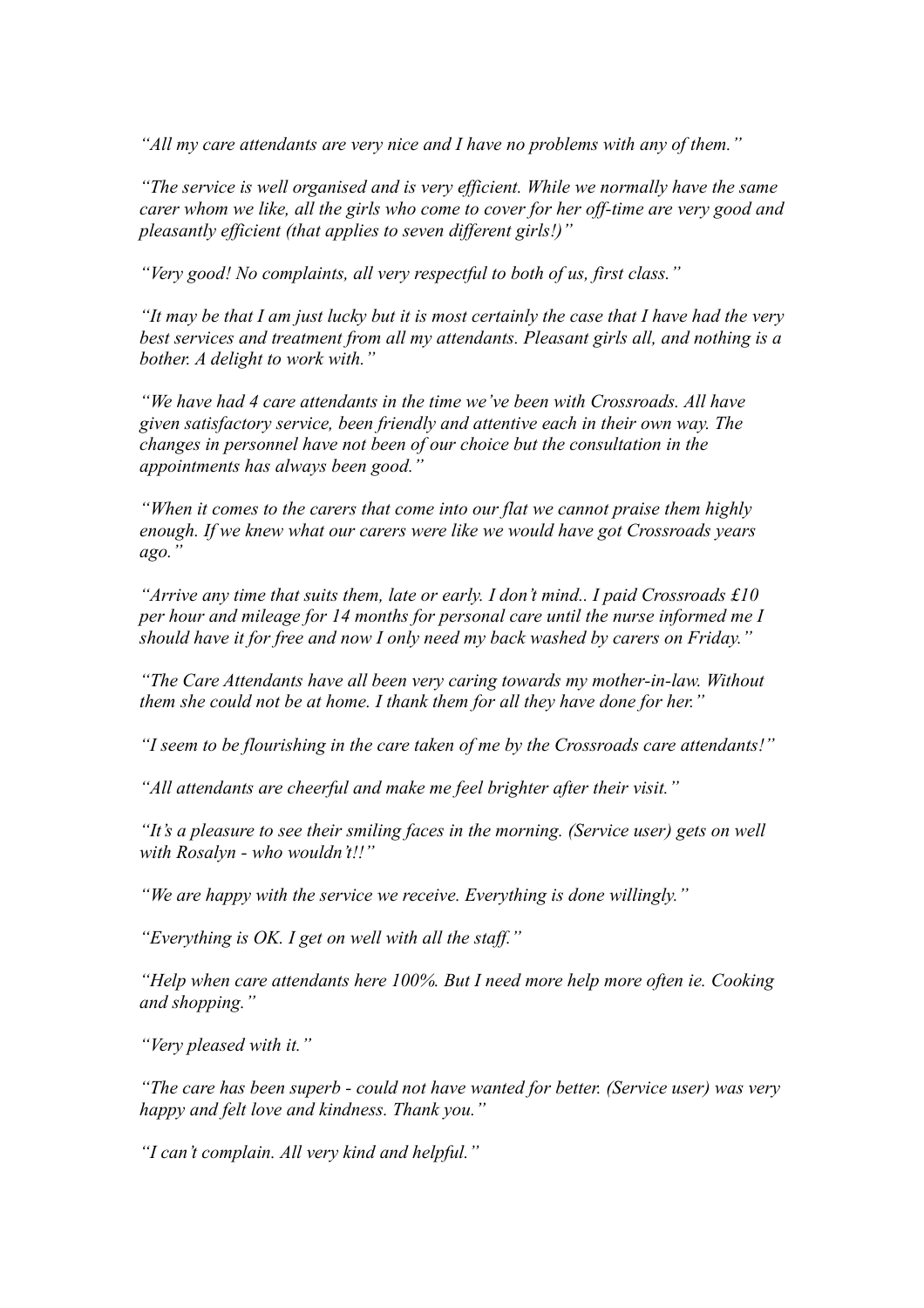*"All my care attendants are very nice and I have no problems with any of them."*

*"The service is well organised and is very efficient. While we normally have the same carer whom we like, all the girls who come to cover for her off-time are very good and pleasantly efficient (that applies to seven different girls!)"*

*"Very good! No complaints, all very respectful to both of us, first class."*

*"It may be that I am just lucky but it is most certainly the case that I have had the very best services and treatment from all my attendants. Pleasant girls all, and nothing is a bother. A delight to work with."*

*"We have had 4 care attendants in the time we've been with Crossroads. All have given satisfactory service, been friendly and attentive each in their own way. The changes in personnel have not been of our choice but the consultation in the appointments has always been good."*

*"When it comes to the carers that come into our flat we cannot praise them highly enough. If we knew what our carers were like we would have got Crossroads years ago."*

*"Arrive any time that suits them, late or early. I don't mind.. I paid Crossroads £10 per hour and mileage for 14 months for personal care until the nurse informed me I should have it for free and now I only need my back washed by carers on Friday."*

*"The Care Attendants have all been very caring towards my mother-in-law. Without them she could not be at home. I thank them for all they have done for her."*

*"I seem to be flourishing in the care taken of me by the Crossroads care attendants!"*

*"All attendants are cheerful and make me feel brighter after their visit."*

*"It's a pleasure to see their smiling faces in the morning. (Service user) gets on well with Rosalyn - who wouldn't!!"*

*"We are happy with the service we receive. Everything is done willingly."*

*"Everything is OK. I get on well with all the staff."*

*"Help when care attendants here 100%. But I need more help more often ie. Cooking and shopping."*

*"Very pleased with it."*

*"The care has been superb - could not have wanted for better. (Service user) was very happy and felt love and kindness. Thank you."*

*"I can't complain. All very kind and helpful."*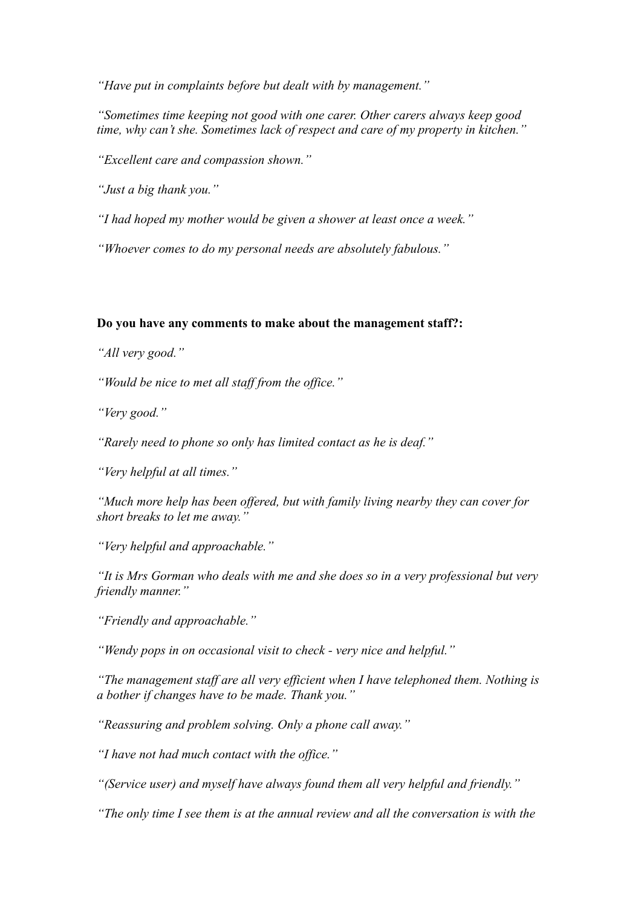*"Have put in complaints before but dealt with by management."*

*"Sometimes time keeping not good with one carer. Other carers always keep good time, why can't she. Sometimes lack of respect and care of my property in kitchen."*

*"Excellent care and compassion shown."*

*"Just a big thank you."*

*"I had hoped my mother would be given a shower at least once a week."*

*"Whoever comes to do my personal needs are absolutely fabulous."*

**Do you have any comments to make about the management staff?:**

*"All very good."*

*"Would be nice to met all staff from the office."*

*"Very good."*

*"Rarely need to phone so only has limited contact as he is deaf."*

*"Very helpful at all times."*

*"Much more help has been offered, but with family living nearby they can cover for short breaks to let me away."*

*"Very helpful and approachable."*

*"It is Mrs Gorman who deals with me and she does so in a very professional but very friendly manner."*

*"Friendly and approachable."*

*"Wendy pops in on occasional visit to check - very nice and helpful."*

*"The management staff are all very efficient when I have telephoned them. Nothing is a bother if changes have to be made. Thank you."*

*"Reassuring and problem solving. Only a phone call away."*

*"I have not had much contact with the office."*

*"(Service user) and myself have always found them all very helpful and friendly."*

*"The only time I see them is at the annual review and all the conversation is with the*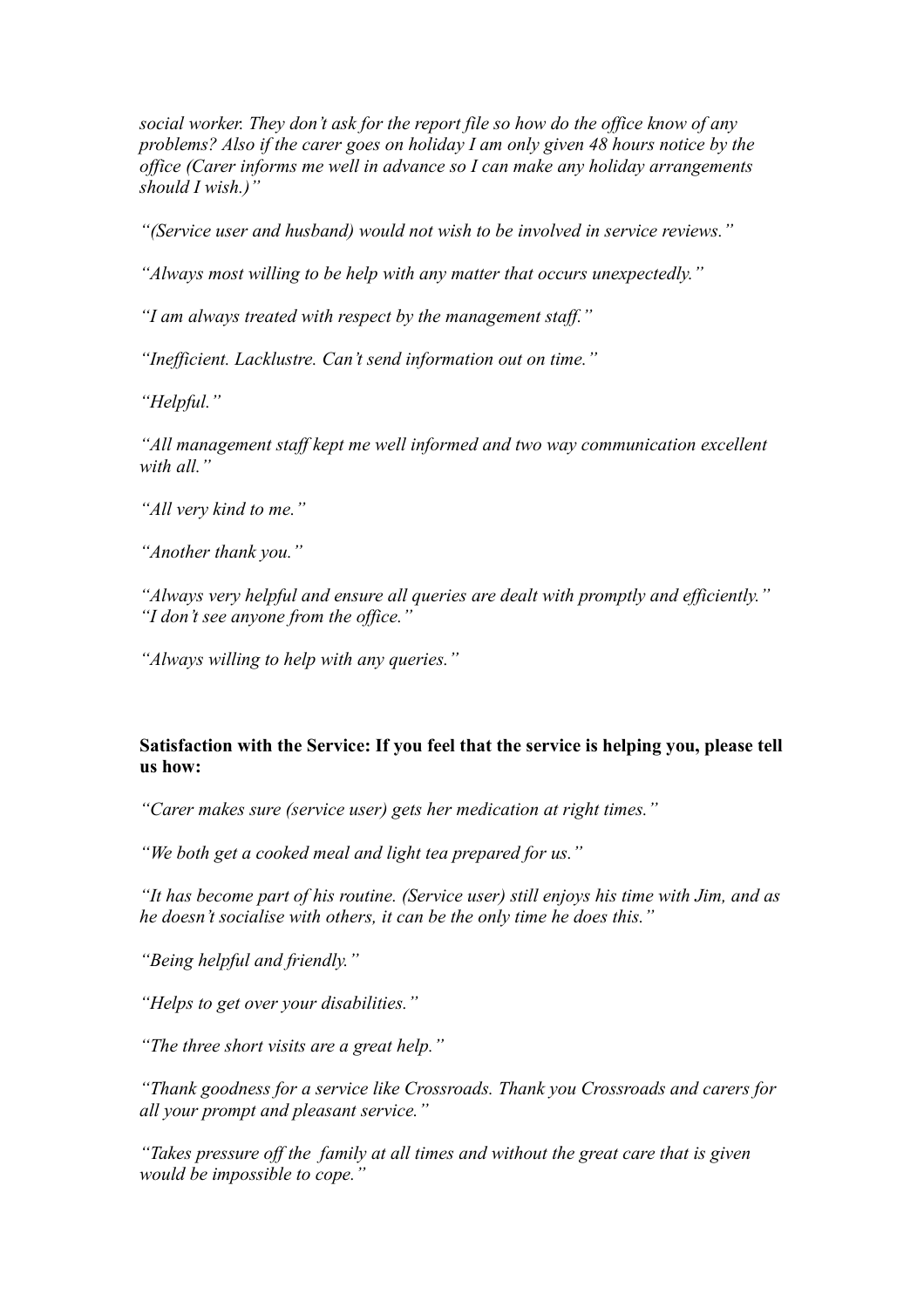*social worker. They don't ask for the report file so how do the office know of any problems? Also if the carer goes on holiday I am only given 48 hours notice by the office (Carer informs me well in advance so I can make any holiday arrangements should I wish.)"*

*"(Service user and husband) would not wish to be involved in service reviews."*

*"Always most willing to be help with any matter that occurs unexpectedly."*

*"I am always treated with respect by the management staff."*

*"Inefficient. Lacklustre. Can't send information out on time."*

*"Helpful."*

*"All management staff kept me well informed and two way communication excellent with all."*

*"All very kind to me."*

*"Another thank you."*

*"Always very helpful and ensure all queries are dealt with promptly and efficiently."*
*"I don't see anyone from the office."*

*"Always willing to help with any queries."*

**Satisfaction with the Service: If you feel that the service is helping you, please tell us how:**

*"Carer makes sure (service user) gets her medication at right times."*

*"We both get a cooked meal and light tea prepared for us."*

*"It has become part of his routine. (Service user) still enjoys his time with Jim, and as he doesn't socialise with others, it can be the only time he does this."*

*"Being helpful and friendly."*

*"Helps to get over your disabilities."*

*"The three short visits are a great help."*

*"Thank goodness for a service like Crossroads. Thank you Crossroads and carers for all your prompt and pleasant service."*

*"Takes pressure off the family at all times and without the great care that is given would be impossible to cope."*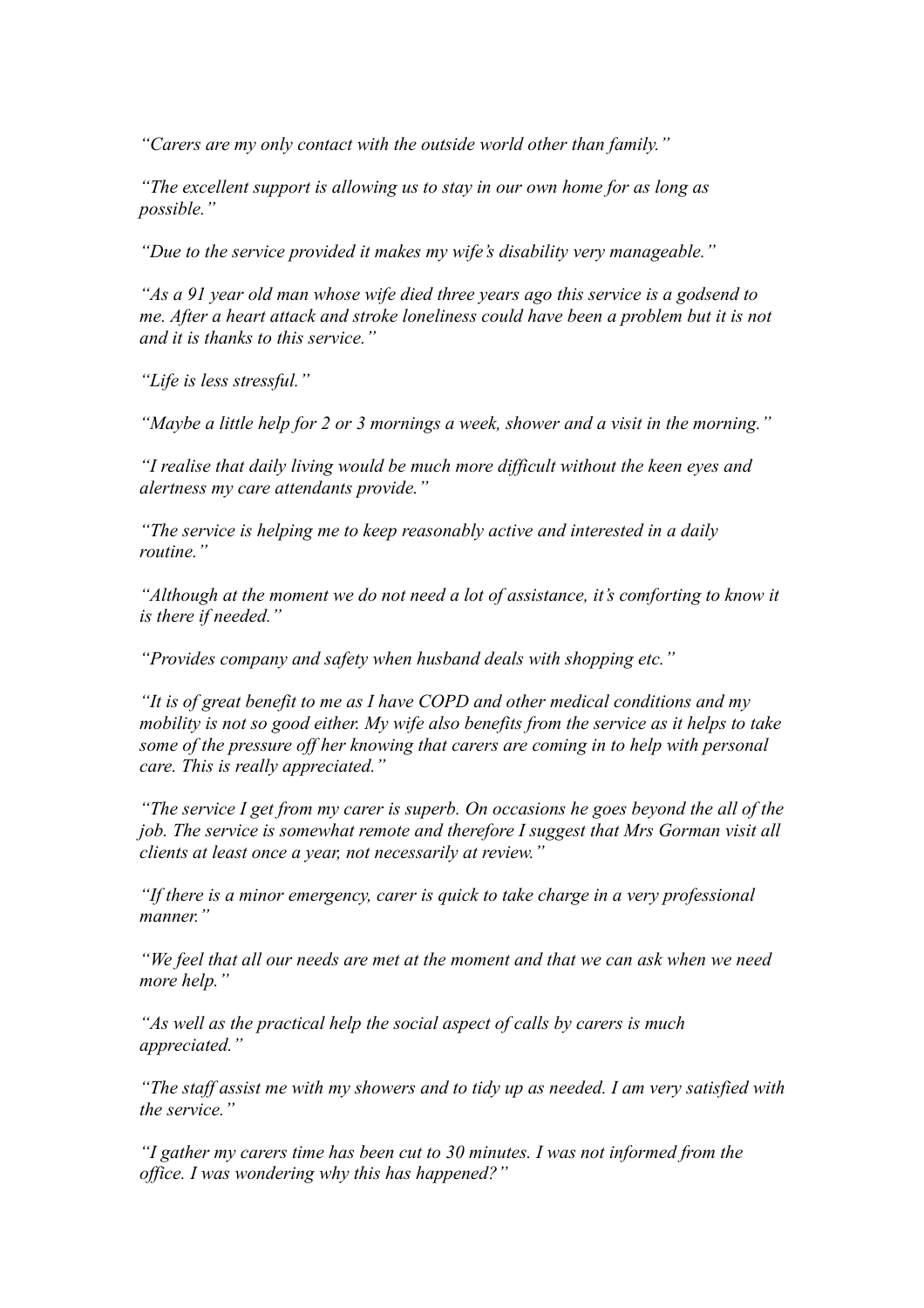*"Carers are my only contact with the outside world other than family."*

*"The excellent support is allowing us to stay in our own home for as long as possible."*

*"Due to the service provided it makes my wife's disability very manageable."*

*"As a 91 year old man whose wife died three years ago this service is a godsend to me. After a heart attack and stroke loneliness could have been a problem but it is not and it is thanks to this service."*

*"Life is less stressful."*

*"Maybe a little help for 2 or 3 mornings a week, shower and a visit in the morning."*

*"I realise that daily living would be much more difficult without the keen eyes and alertness my care attendants provide."*

*"The service is helping me to keep reasonably active and interested in a daily routine."*

*"Although at the moment we do not need a lot of assistance, it's comforting to know it is there if needed."*

*"Provides company and safety when husband deals with shopping etc."*

*"It is of great benefit to me as I have COPD and other medical conditions and my mobility is not so good either. My wife also benefits from the service as it helps to take some of the pressure off her knowing that carers are coming in to help with personal care. This is really appreciated."*

*"The service I get from my carer is superb. On occasions he goes beyond the all of the job. The service is somewhat remote and therefore I suggest that Mrs Gorman visit all clients at least once a year, not necessarily at review."*

*"If there is a minor emergency, carer is quick to take charge in a very professional manner."*

*"We feel that all our needs are met at the moment and that we can ask when we need more help."*

*"As well as the practical help the social aspect of calls by carers is much appreciated."*

*"The staff assist me with my showers and to tidy up as needed. I am very satisfied with the service."*

*"I gather my carers time has been cut to 30 minutes. I was not informed from the office. I was wondering why this has happened?"*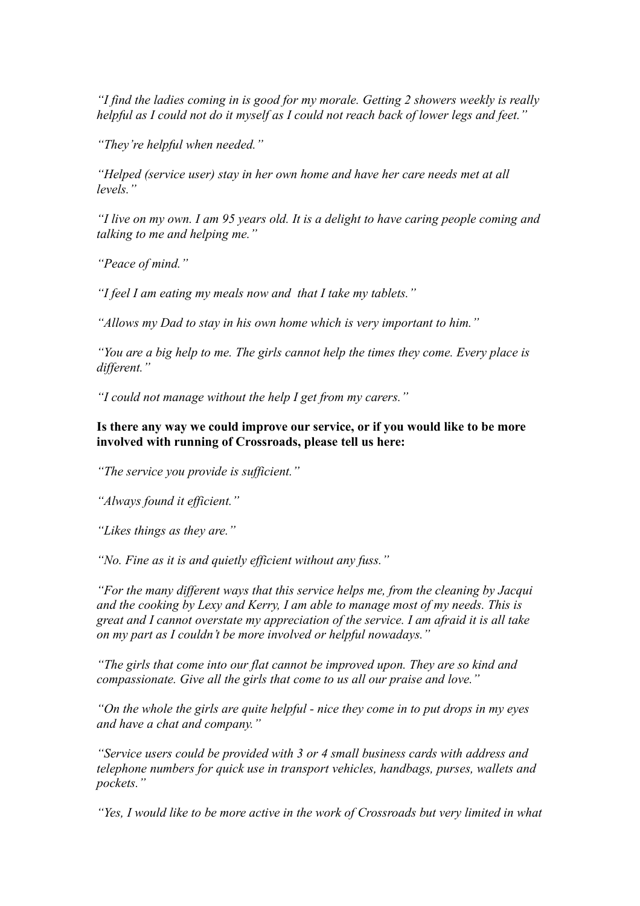*"I find the ladies coming in is good for my morale. Getting 2 showers weekly is really helpful as I could not do it myself as I could not reach back of lower legs and feet."*

*"They're helpful when needed."*

*"Helped (service user) stay in her own home and have her care needs met at all levels."*

*"I live on my own. I am 95 years old. It is a delight to have caring people coming and talking to me and helping me."*

*"Peace of mind."*

*"I feel I am eating my meals now and  that I take my tablets."*

*"Allows my Dad to stay in his own home which is very important to him."*

*"You are a big help to me. The girls cannot help the times they come. Every place is different."*

*"I could not manage without the help I get from my carers."*

**Is there any way we could improve our service, or if you would like to be more involved with running of Crossroads, please tell us here:**

*"The service you provide is sufficient."*

*"Always found it efficient."*

*"Likes things as they are."*

*"No. Fine as it is and quietly efficient without any fuss."*

*"For the many different ways that this service helps me, from the cleaning by Jacqui and the cooking by Lexy and Kerry, I am able to manage most of my needs. This is great and I cannot overstate my appreciation of the service. I am afraid it is all take on my part as I couldn't be more involved or helpful nowadays."*

*"The girls that come into our flat cannot be improved upon. They are so kind and compassionate. Give all the girls that come to us all our praise and love."*

*"On the whole the girls are quite helpful - nice they come in to put drops in my eyes and have a chat and company."*

*"Service users could be provided with 3 or 4 small business cards with address and telephone numbers for quick use in transport vehicles, handbags, purses, wallets and pockets."*

*"Yes, I would like to be more active in the work of Crossroads but very limited in what*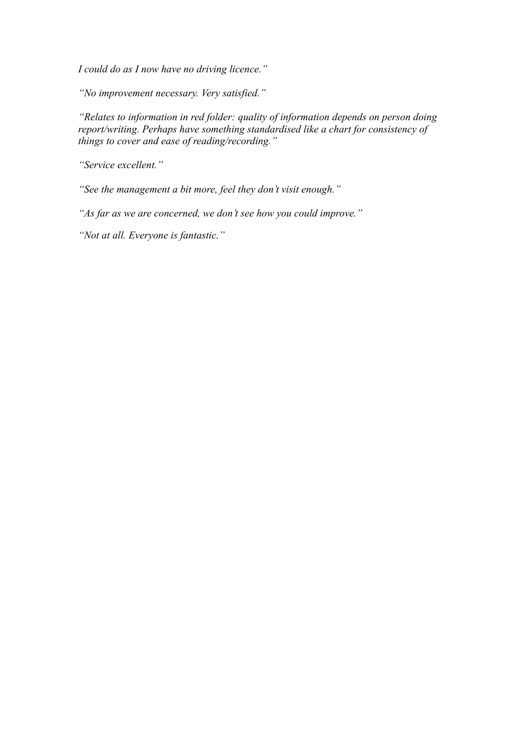*I could do as I now have no driving licence."*

*"No improvement necessary. Very satisfied."*

*"Relates to information in red folder: quality of information depends on person doing report/writing. Perhaps have something standardised like a chart for consistency of things to cover and ease of reading/recording."*

*"Service excellent."*

*"See the management a bit more, feel they don't visit enough."*

*"As far as we are concerned, we don't see how you could improve."*

*"Not at all. Everyone is fantastic."*